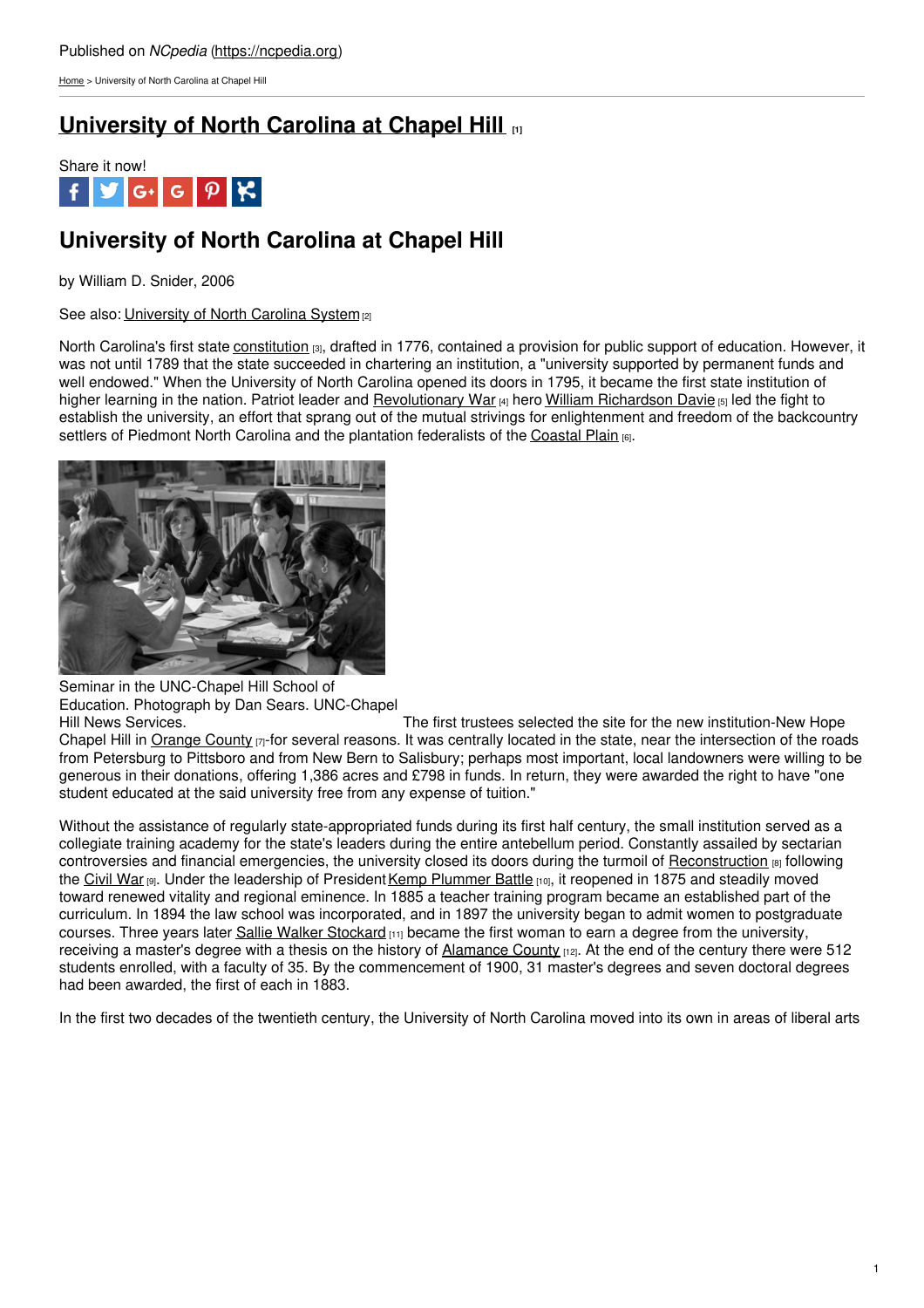Published on *NCpedia* (https://ncpedia.org)

Home > University of North Carolina at Chapel Hill

# University of North Carolina at Chapel Hill [1]

Share it now!

## University of North Carolina at Chapel Hill

by William D. Snider, 2006

See also: University of North Carolina System [2]

North Carolina's first state constitution [3], drafted in 1776, contained a provision for public support of education. However, it was not until 1789 that the state succeeded in chartering an institution, a "university supported by permanent funds and well endowed." When the University of North Carolina opened its doors in 1795, it became the first state institution of higher learning in the nation. Patriot leader and Revolutionary War [4] hero William Richardson Davie [5] led the fight to establish the university, an effort that sprang out of the mutual strivings for enlightenment and freedom of the backcountry settlers of Piedmont North Carolina and the plantation federalists of the Coastal Plain [6].

Seminar in the UNC-Chapel Hill School of Education. Photograph by Dan Sears. UNC-Chapel Hill News Services.

The first trustees selected the site for the new institution-New Hope Chapel Hill in Orange County [7]-for several reasons. It was centrally located in the state, near the intersection of the roads from Petersburg to Pittsboro and from New Bern to Salisbury; perhaps most important, local landowners were willing to be generous in their donations, offering 1,386 acres and £798 in funds. In return, they were awarded the right to have "one student educated at the said university free from any expense of tuition."

Without the assistance of regularly state-appropriated funds during its first half century, the small institution served as a collegiate training academy for the state's leaders during the entire antebellum period. Constantly assailed by sectarian controversies and financial emergencies, the university closed its doors during the turmoil of Reconstruction [8] following the Civil War [9]. Under the leadership of President Kemp Plummer Battle [10], it reopened in 1875 and steadily moved toward renewed vitality and regional eminence. In 1885 a teacher training program became an established part of the curriculum. In 1894 the law school was incorporated, and in 1897 the university began to admit women to postgraduate courses. Three years later Sallie Walker Stockard [11] became the first woman to earn a degree from the university, receiving a master's degree with a thesis on the history of Alamance County [12]. At the end of the century there were 512 students enrolled, with a faculty of 35. By the commencement of 1900, 31 master's degrees and seven doctoral degrees had been awarded, the first of each in 1883.

In the first two decades of the twentieth century, the University of North Carolina moved into its own in areas of liberal arts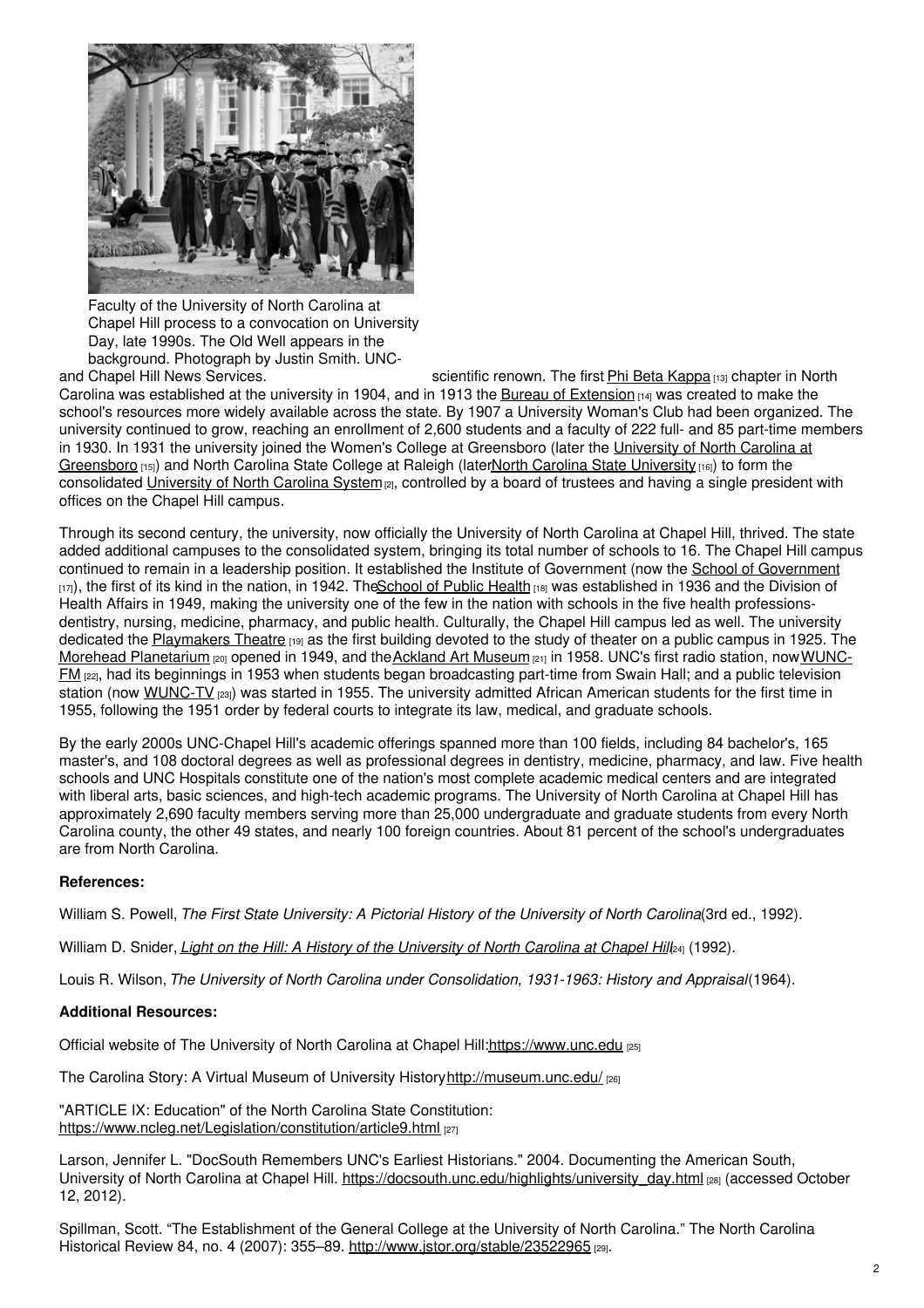Faculty of the University of North Carolina at Chapel Hill process to a convocation on University Day, late 1990s. The Old Well appears in the background. Photograph by Justin Smith. UNC-and Chapel Hill News Services.

scientific renown. The first Phi Beta Kappa [13] chapter in North Carolina was established at the university in 1904, and in 1913 the Bureau of Extension [14] was created to make the school's resources more widely available across the state. By 1907 a University Woman's Club had been organized. The university continued to grow, reaching an enrollment of 2,600 students and a faculty of 222 full- and 85 part-time members in 1930. In 1931 the university joined the Women's College at Greensboro (later the University of North Carolina at Greensboro [15]) and North Carolina State College at Raleigh (later North Carolina State University [16]) to form the consolidated University of North Carolina System [2], controlled by a board of trustees and having a single president with offices on the Chapel Hill campus.

Through its second century, the university, now officially the University of North Carolina at Chapel Hill, thrived. The state added additional campuses to the consolidated system, bringing its total number of schools to 16. The Chapel Hill campus continued to remain in a leadership position. It established the Institute of Government (now the School of Government [17]), the first of its kind in the nation, in 1942. The School of Public Health [18] was established in 1936 and the Division of Health Affairs in 1949, making the university one of the few in the nation with schools in the five health professions-dentistry, nursing, medicine, pharmacy, and public health. Culturally, the Chapel Hill campus led as well. The university dedicated the Playmakers Theatre [19] as the first building devoted to the study of theater on a public campus in 1925. The Morehead Planetarium [20] opened in 1949, and the Ackland Art Museum [21] in 1958. UNC's first radio station, now WUNC-FM [22], had its beginnings in 1953 when students began broadcasting part-time from Swain Hall; and a public television station (now WUNC-TV [23]) was started in 1955. The university admitted African American students for the first time in 1955, following the 1951 order by federal courts to integrate its law, medical, and graduate schools.

By the early 2000s UNC-Chapel Hill's academic offerings spanned more than 100 fields, including 84 bachelor's, 165 master's, and 108 doctoral degrees as well as professional degrees in dentistry, medicine, pharmacy, and law. Five health schools and UNC Hospitals constitute one of the nation's most complete academic medical centers and are integrated with liberal arts, basic sciences, and high-tech academic programs. The University of North Carolina at Chapel Hill has approximately 2,690 faculty members serving more than 25,000 undergraduate and graduate students from every North Carolina county, the other 49 states, and nearly 100 foreign countries. About 81 percent of the school's undergraduates are from North Carolina.

**References:**

William S. Powell, *The First State University: A Pictorial History of the University of North Carolina* (3rd ed., 1992).

William D. Snider, *Light on the Hill: A History of the University of North Carolina at Chapel Hill* [24] (1992).

Louis R. Wilson, *The University of North Carolina under Consolidation, 1931-1963: History and Appraisal* (1964).

**Additional Resources:**

Official website of The University of North Carolina at Chapel Hill: https://www.unc.edu [25]

The Carolina Story: A Virtual Museum of University History http://museum.unc.edu/ [26]

"ARTICLE IX: Education" of the North Carolina State Constitution: https://www.ncleg.net/Legislation/constitution/article9.html [27]

Larson, Jennifer L. "DocSouth Remembers UNC's Earliest Historians." 2004. Documenting the American South, University of North Carolina at Chapel Hill. https://docsouth.unc.edu/highlights/university_day.html [28] (accessed October 12, 2012).

Spillman, Scott. "The Establishment of the General College at the University of North Carolina." The North Carolina Historical Review 84, no. 4 (2007): 355–89. http://www.jstor.org/stable/23522965 [29].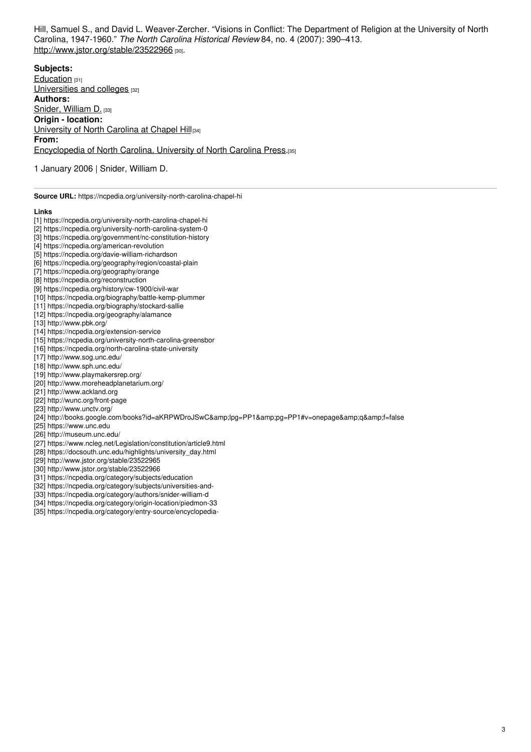Hill, Samuel S., and David L. Weaver-Zercher. "Visions in Conflict: The Department of Religion at the University of North Carolina, 1947-1960." *The North Carolina Historical Review* 84, no. 4 (2007): 390–413. http://www.jstor.org/stable/23522966 [30].

**Subjects:**
Education [31]
Universities and colleges [32]
**Authors:**
Snider, William D. [33]
**Origin - location:**
University of North Carolina at Chapel Hill [34]
**From:**
Encyclopedia of North Carolina, University of North Carolina Press. [35]

1 January 2006 | Snider, William D.

---

**Source URL:** https://ncpedia.org/university-north-carolina-chapel-hi

**Links**

[1] https://ncpedia.org/university-north-carolina-chapel-hi
[2] https://ncpedia.org/university-north-carolina-system-0
[3] https://ncpedia.org/government/nc-constitution-history
[4] https://ncpedia.org/american-revolution
[5] https://ncpedia.org/davie-william-richardson
[6] https://ncpedia.org/geography/region/coastal-plain
[7] https://ncpedia.org/geography/orange
[8] https://ncpedia.org/reconstruction
[9] https://ncpedia.org/history/cw-1900/civil-war
[10] https://ncpedia.org/biography/battle-kemp-plummer
[11] https://ncpedia.org/biography/stockard-sallie
[12] https://ncpedia.org/geography/alamance
[13] http://www.pbk.org/
[14] https://ncpedia.org/extension-service
[15] https://ncpedia.org/university-north-carolina-greensbor
[16] https://ncpedia.org/north-carolina-state-university
[17] http://www.sog.unc.edu/
[18] http://www.sph.unc.edu/
[19] http://www.playmakersrep.org/
[20] http://www.moreheadplanetarium.org/
[21] http://www.ackland.org
[22] http://wunc.org/front-page
[23] http://www.unctv.org/
[24] http://books.google.com/books?id=aKRPWDroJSwC&amp;lpg=PP1&amp;pg=PP1#v=onepage&amp;q&amp;f=false
[25] https://www.unc.edu
[26] http://museum.unc.edu/
[27] https://www.ncleg.net/Legislation/constitution/article9.html
[28] https://docsouth.unc.edu/highlights/university_day.html
[29] http://www.jstor.org/stable/23522965
[30] http://www.jstor.org/stable/23522966
[31] https://ncpedia.org/category/subjects/education
[32] https://ncpedia.org/category/subjects/universities-and-
[33] https://ncpedia.org/category/authors/snider-william-d
[34] https://ncpedia.org/category/origin-location/piedmon-33
[35] https://ncpedia.org/category/entry-source/encyclopedia-